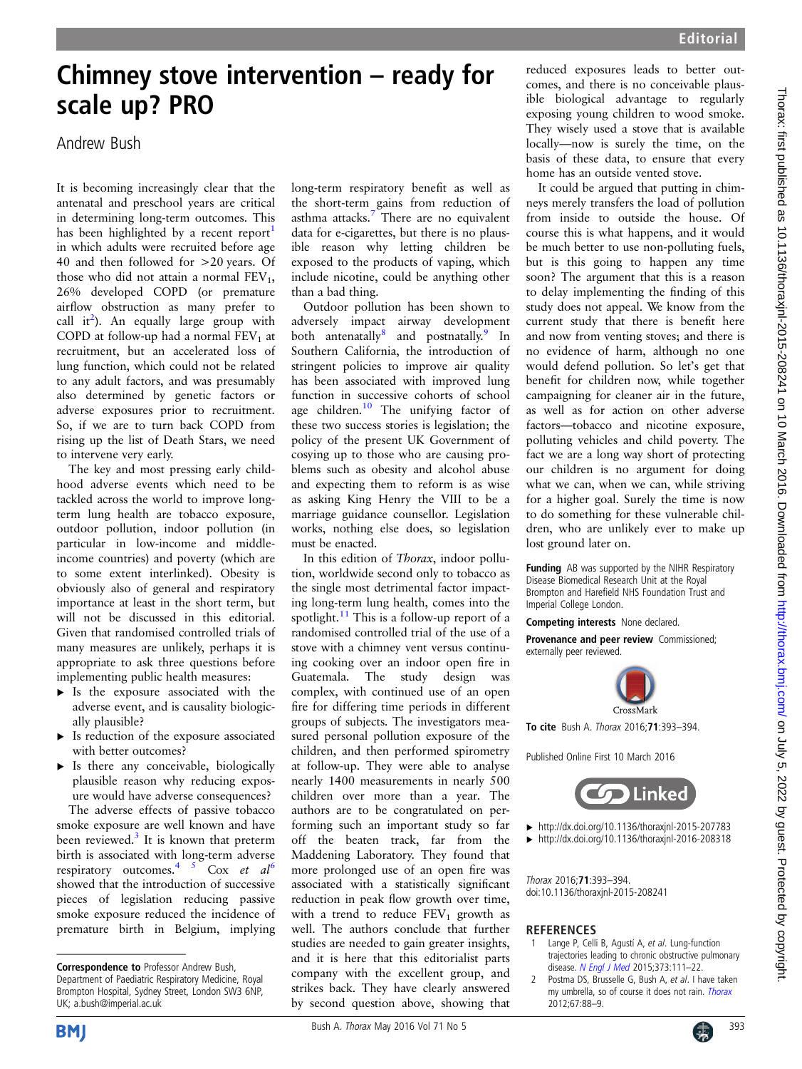# Chimney stove intervention – ready for scale up? PRO

Andrew Bush

It is becoming increasingly clear that the antenatal and preschool years are critical in determining long-term outcomes. This has been highlighted by a recent report[1] in which adults were recruited before age 40 and then followed for >20 years. Of those who did not attain a normal $FEV_1$, 26% developed COPD (or premature airflow obstruction as many prefer to call it[2]). An equally large group with COPD at follow-up had a normal $FEV_1$ at recruitment, but an accelerated loss of lung function, which could not be related to any adult factors, and was presumably also determined by genetic factors or adverse exposures prior to recruitment. So, if we are to turn back COPD from rising up the list of Death Stars, we need to intervene very early.

The key and most pressing early childhood adverse events which need to be tackled across the world to improve long-term lung health are tobacco exposure, outdoor pollution, indoor pollution (in particular in low-income and middle-income countries) and poverty (which are to some extent interlinked). Obesity is obviously also of general and respiratory importance at least in the short term, but will not be discussed in this editorial. Given that randomised controlled trials of many measures are unlikely, perhaps it is appropriate to ask three questions before implementing public health measures:

- Is the exposure associated with the adverse event, and is causality biologically plausible?
- Is reduction of the exposure associated with better outcomes?
- Is there any conceivable, biologically plausible reason why reducing exposure would have adverse consequences?

The adverse effects of passive tobacco smoke exposure are well known and have been reviewed.[3] It is known that preterm birth is associated with long-term adverse respiratory outcomes.[4] [5] Cox *et al*[6] showed that the introduction of successive pieces of legislation reducing passive smoke exposure reduced the incidence of premature birth in Belgium, implying long-term respiratory benefit as well as the short-term gains from reduction of asthma attacks.[7] There are no equivalent data for e-cigarettes, but there is no plausible reason why letting children be exposed to the products of vaping, which include nicotine, could be anything other than a bad thing.

Outdoor pollution has been shown to adversely impact airway development both antenatally[8] and postnatally.[9] In Southern California, the introduction of stringent policies to improve air quality has been associated with improved lung function in successive cohorts of school age children.[10] The unifying factor of these two success stories is legislation; the policy of the present UK Government of cosying up to those who are causing problems such as obesity and alcohol abuse and expecting them to reform is as wise as asking King Henry the VIII to be a marriage guidance counsellor. Legislation works, nothing else does, so legislation must be enacted.

In this edition of *Thorax*, indoor pollution, worldwide second only to tobacco as the single most detrimental factor impacting long-term lung health, comes into the spotlight.[11] This is a follow-up report of a randomised controlled trial of the use of a stove with a chimney vent versus continuing cooking over an indoor open fire in Guatemala. The study design was complex, with continued use of an open fire for differing time periods in different groups of subjects. The investigators measured personal pollution exposure of the children, and then performed spirometry at follow-up. They were able to analyse nearly 1400 measurements in nearly 500 children over more than a year. The authors are to be congratulated on performing such an important study so far off the beaten track, far from the Maddening Laboratory. They found that more prolonged use of an open fire was associated with a statistically significant reduction in peak flow growth over time, with a trend to reduce $FEV_1$ growth as well. The authors conclude that further studies are needed to gain greater insights, and it is here that this editorialist parts company with the excellent group, and strikes back. They have clearly answered by second question above, showing that reduced exposures leads to better outcomes, and there is no conceivable plausible biological advantage to regularly exposing young children to wood smoke. They wisely used a stove that is available locally—now is surely the time, on the basis of these data, to ensure that every home has an outside vented stove.

It could be argued that putting in chimneys merely transfers the load of pollution from inside to outside the house. Of course this is what happens, and it would be much better to use non-polluting fuels, but is this going to happen any time soon? The argument that this is a reason to delay implementing the finding of this study does not appeal. We know from the current study that there is benefit here and now from venting stoves; and there is no evidence of harm, although no one would defend pollution. So let's get that benefit for children now, while together campaigning for cleaner air in the future, as well as for action on other adverse factors—tobacco and nicotine exposure, polluting vehicles and child poverty. The fact we are a long way short of protecting our children is no argument for doing what we can, when we can, while striving for a higher goal. Surely the time is now to do something for these vulnerable children, who are unlikely ever to make up lost ground later on.

**Funding** AB was supported by the NIHR Respiratory Disease Biomedical Research Unit at the Royal Brompton and Harefield NHS Foundation Trust and Imperial College London.

**Competing interests** None declared.

**Provenance and peer review** Commissioned; externally peer reviewed.

**To cite** Bush A. *Thorax* 2016;**71**:393–394.

Published Online First 10 March 2016

- http://dx.doi.org/10.1136/thoraxjnl-2015-207783
- http://dx.doi.org/10.1136/thoraxjnl-2016-208318

*Thorax* 2016;**71**:393–394.
doi:10.1136/thoraxjnl-2015-208241

**Correspondence to** Professor Andrew Bush, Department of Paediatric Respiratory Medicine, Royal Brompton Hospital, Sydney Street, London SW3 6NP, UK; a.bush@imperial.ac.uk

## REFERENCES

1. Lange P, Celli B, Agustí A, *et al*. Lung-function trajectories leading to chronic obstructive pulmonary disease. *N Engl J Med* 2015;373:111–22.
2. Postma DS, Brusselle G, Bush A, *et al*. I have taken my umbrella, so of course it does not rain. *Thorax* 2012;67:88–9.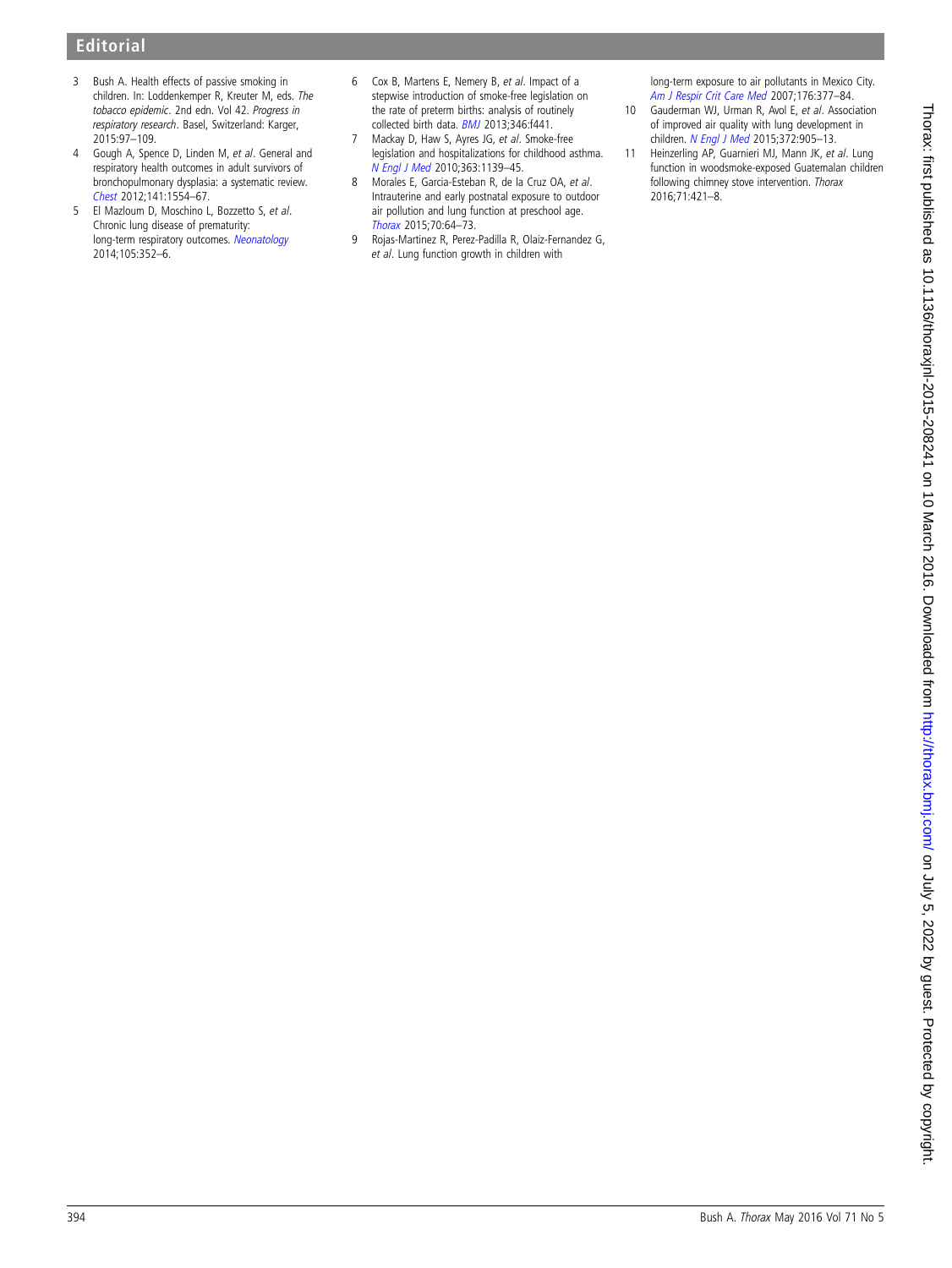3. Bush A. Health effects of passive smoking in children. In: Loddenkemper R, Kreuter M, eds. *The tobacco epidemic*. 2nd edn. Vol 42. *Progress in respiratory research*. Basel, Switzerland: Karger, 2015:97–109.
4. Gough A, Spence D, Linden M, *et al*. General and respiratory health outcomes in adult survivors of bronchopulmonary dysplasia: a systematic review. *Chest* 2012;141:1554–67.
5. El Mazloum D, Moschino L, Bozzetto S, *et al*. Chronic lung disease of prematurity: long-term respiratory outcomes. *Neonatology* 2014;105:352–6.
6. Cox B, Martens E, Nemery B, *et al*. Impact of a stepwise introduction of smoke-free legislation on the rate of preterm births: analysis of routinely collected birth data. *BMJ* 2013;346:f441.
7. Mackay D, Haw S, Ayres JG, *et al*. Smoke-free legislation and hospitalizations for childhood asthma. *N Engl J Med* 2010;363:1139–45.
8. Morales E, Garcia-Esteban R, de la Cruz OA, *et al*. Intrauterine and early postnatal exposure to outdoor air pollution and lung function at preschool age. *Thorax* 2015;70:64–73.
9. Rojas-Martinez R, Perez-Padilla R, Olaiz-Fernandez G, *et al*. Lung function growth in children with long-term exposure to air pollutants in Mexico City. *Am J Respir Crit Care Med* 2007;176:377–84.
10. Gauderman WJ, Urman R, Avol E, *et al*. Association of improved air quality with lung development in children. *N Engl J Med* 2015;372:905–13.
11. Heinzerling AP, Guarnieri MJ, Mann JK, *et al*. Lung function in woodsmoke-exposed Guatemalan children following chimney stove intervention. *Thorax* 2016;71:421–8.